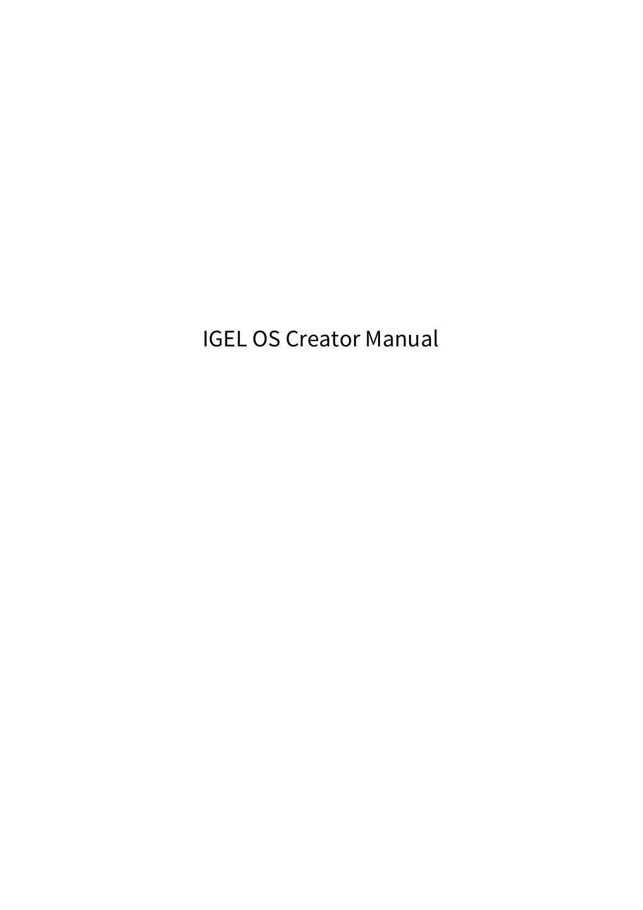# IGEL OS Creator Manual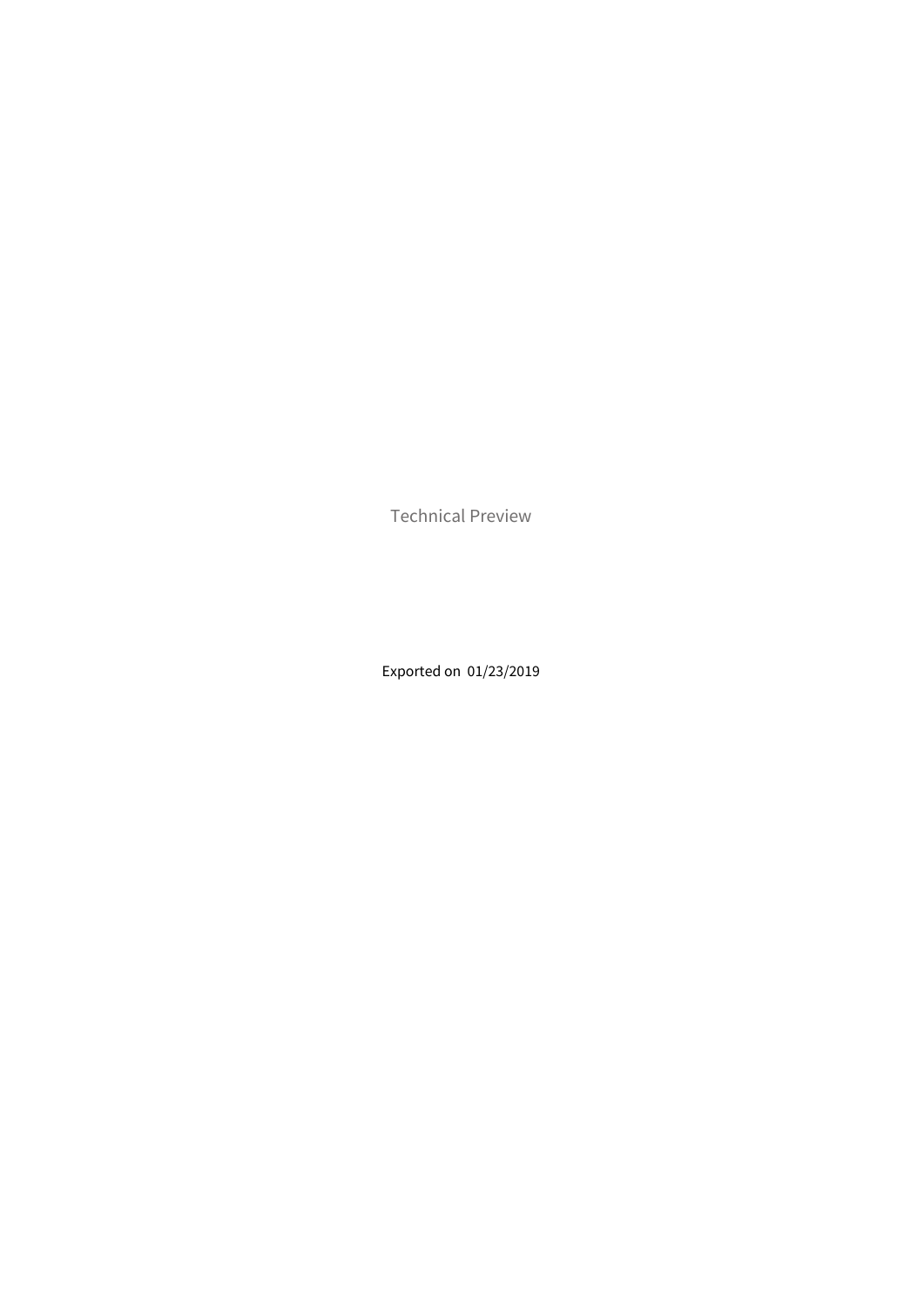Technical Preview

Exported on 01/23/2019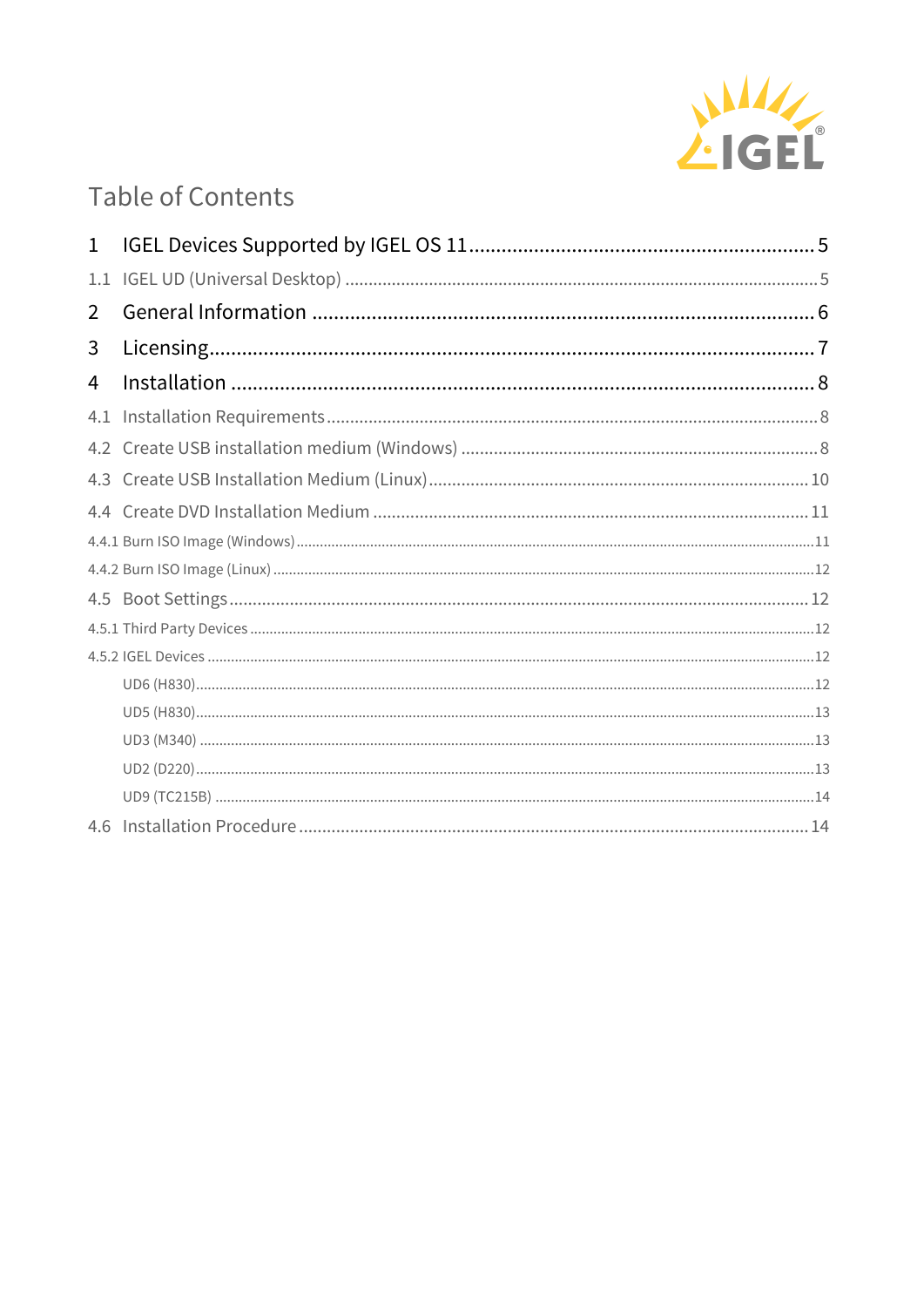# Table of Contents

1 IGEL Devices Supported by IGEL OS 11 .......... 5

1.1 IGEL UD (Universal Desktop) .......... 5

2 General Information .......... 6

3 Licensing .......... 7

4 Installation .......... 8

4.1 Installation Requirements .......... 8

4.2 Create USB installation medium (Windows) .......... 8

4.3 Create USB Installation Medium (Linux) .......... 10

4.4 Create DVD Installation Medium .......... 11

4.4.1 Burn ISO Image (Windows) .......... 11

4.4.2 Burn ISO Image (Linux) .......... 12

4.5 Boot Settings .......... 12

4.5.1 Third Party Devices .......... 12

4.5.2 IGEL Devices .......... 12

UD6 (H830) .......... 12

UD5 (H830) .......... 13

UD3 (M340) .......... 13

UD2 (D220) .......... 13

UD9 (TC215B) .......... 14

4.6 Installation Procedure .......... 14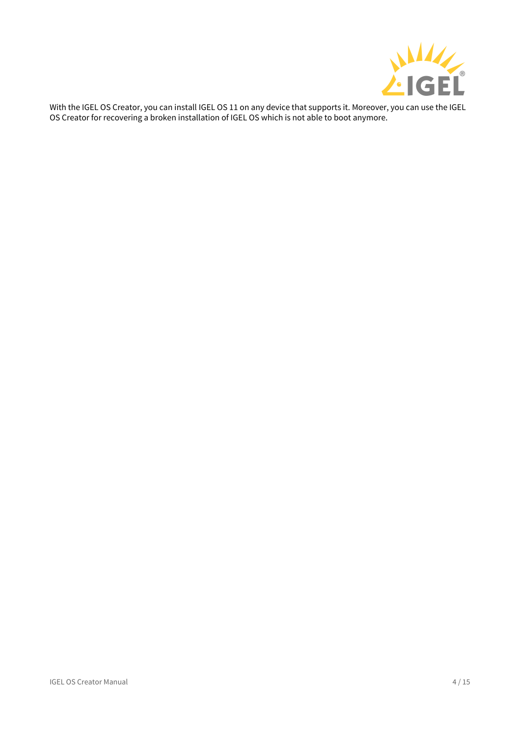With the IGEL OS Creator, you can install IGEL OS 11 on any device that supports it. Moreover, you can use the IGEL OS Creator for recovering a broken installation of IGEL OS which is not able to boot anymore.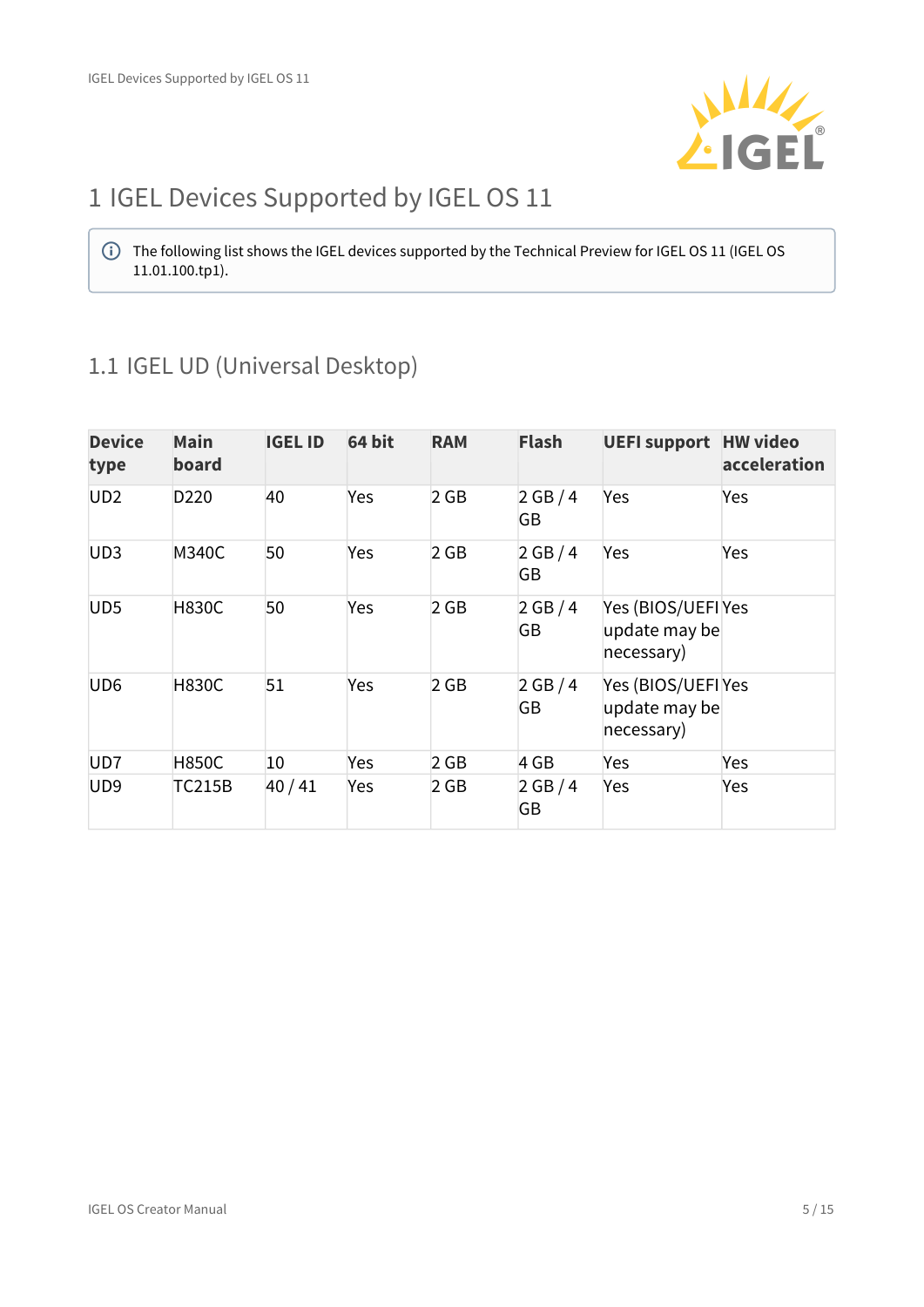# 1 IGEL Devices Supported by IGEL OS 11

> The following list shows the IGEL devices supported by the Technical Preview for IGEL OS 11 (IGEL OS 11.01.100.tp1).

## 1.1 IGEL UD (Universal Desktop)

| Device type | Main board | IGEL ID | 64 bit | RAM | Flash | UEFI support | HW video acceleration |
|---|---|---|---|---|---|---|---|
| UD2 | D220 | 40 | Yes | 2 GB | 2 GB / 4 GB | Yes | Yes |
| UD3 | M340C | 50 | Yes | 2 GB | 2 GB / 4 GB | Yes | Yes |
| UD5 | H830C | 50 | Yes | 2 GB | 2 GB / 4 GB | Yes (BIOS/UEFI update may be necessary) | Yes |
| UD6 | H830C | 51 | Yes | 2 GB | 2 GB / 4 GB | Yes (BIOS/UEFI update may be necessary) | Yes |
| UD7 | H850C | 10 | Yes | 2 GB | 4 GB | Yes | Yes |
| UD9 | TC215B | 40 / 41 | Yes | 2 GB | 2 GB / 4 GB | Yes | Yes |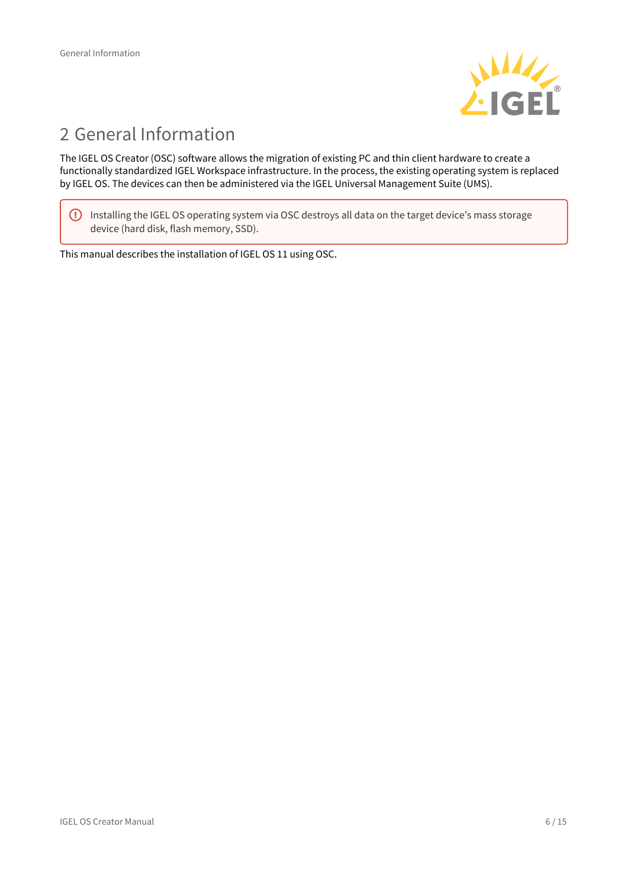# 2 General Information

The IGEL OS Creator (OSC) software allows the migration of existing PC and thin client hardware to create a functionally standardized IGEL Workspace infrastructure. In the process, the existing operating system is replaced by IGEL OS. The devices can then be administered via the IGEL Universal Management Suite (UMS).

> Installing the IGEL OS operating system via OSC destroys all data on the target device's mass storage device (hard disk, flash memory, SSD).

This manual describes the installation of IGEL OS 11 using OSC.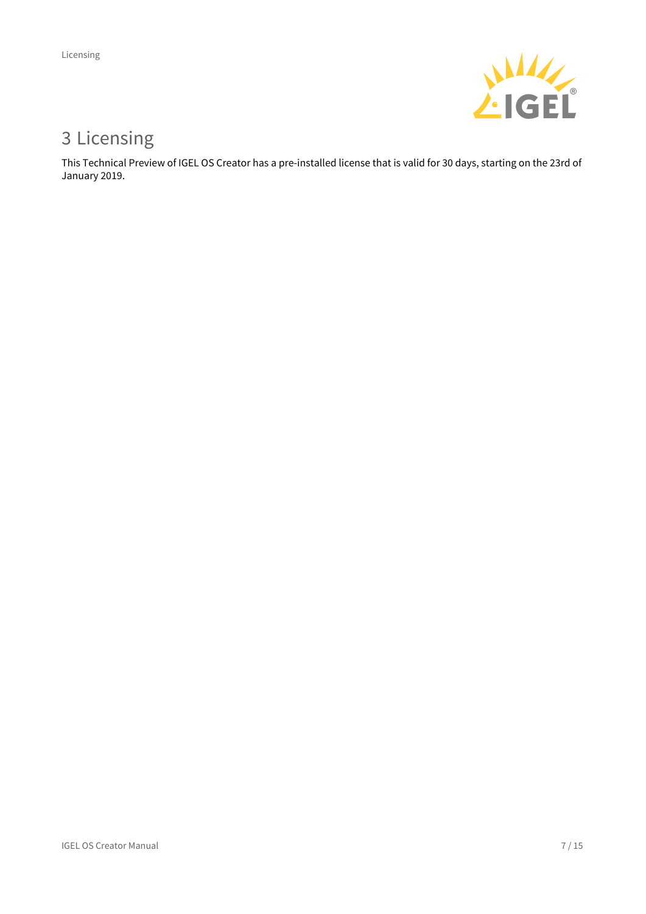# 3 Licensing

This Technical Preview of IGEL OS Creator has a pre-installed license that is valid for 30 days, starting on the 23rd of January 2019.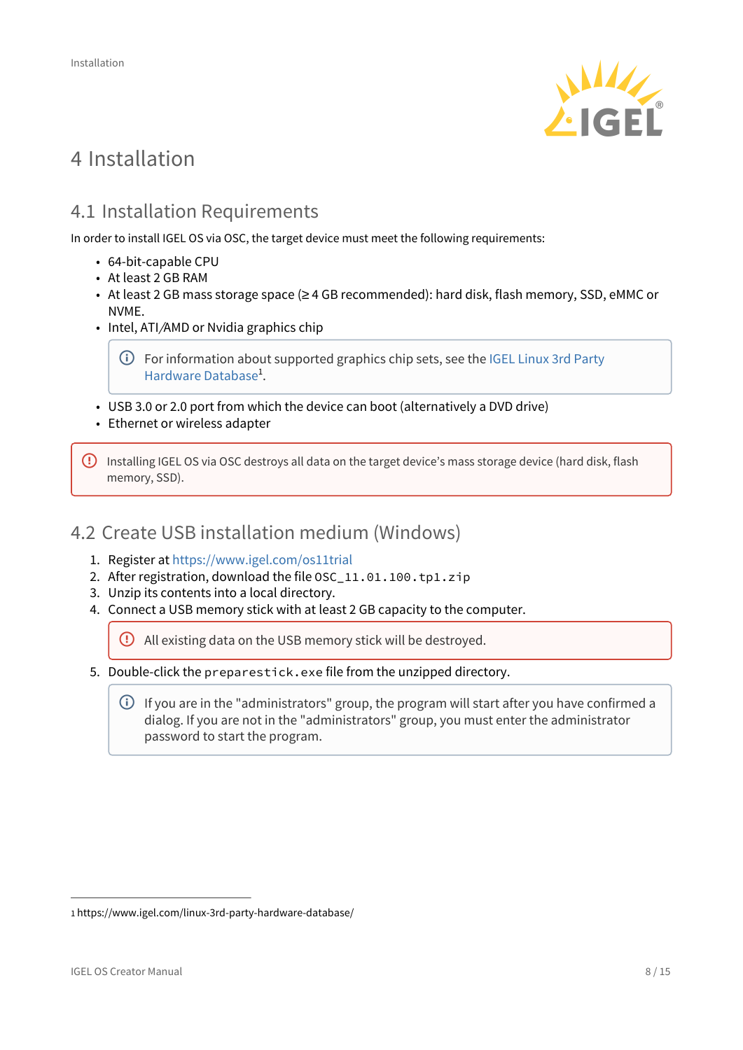# 4 Installation

## 4.1 Installation Requirements

In order to install IGEL OS via OSC, the target device must meet the following requirements:

- 64-bit-capable CPU
- At least 2 GB RAM
- At least 2 GB mass storage space (≥ 4 GB recommended): hard disk, flash memory, SSD, eMMC or NVME.
- Intel, ATI/AMD or Nvidia graphics chip

> For information about supported graphics chip sets, see the IGEL Linux 3rd Party Hardware Database[1].

- USB 3.0 or 2.0 port from which the device can boot (alternatively a DVD drive)
- Ethernet or wireless adapter

> Installing IGEL OS via OSC destroys all data on the target device's mass storage device (hard disk, flash memory, SSD).

## 4.2 Create USB installation medium (Windows)

1. Register at https://www.igel.com/os11trial
2. After registration, download the file `OSC_11.01.100.tp1.zip`
3. Unzip its contents into a local directory.
4. Connect a USB memory stick with at least 2 GB capacity to the computer.

   > All existing data on the USB memory stick will be destroyed.

5. Double-click the `preparestick.exe` file from the unzipped directory.

   > If you are in the "administrators" group, the program will start after you have confirmed a dialog. If you are not in the "administrators" group, you must enter the administrator password to start the program.

---

1 https://www.igel.com/linux-3rd-party-hardware-database/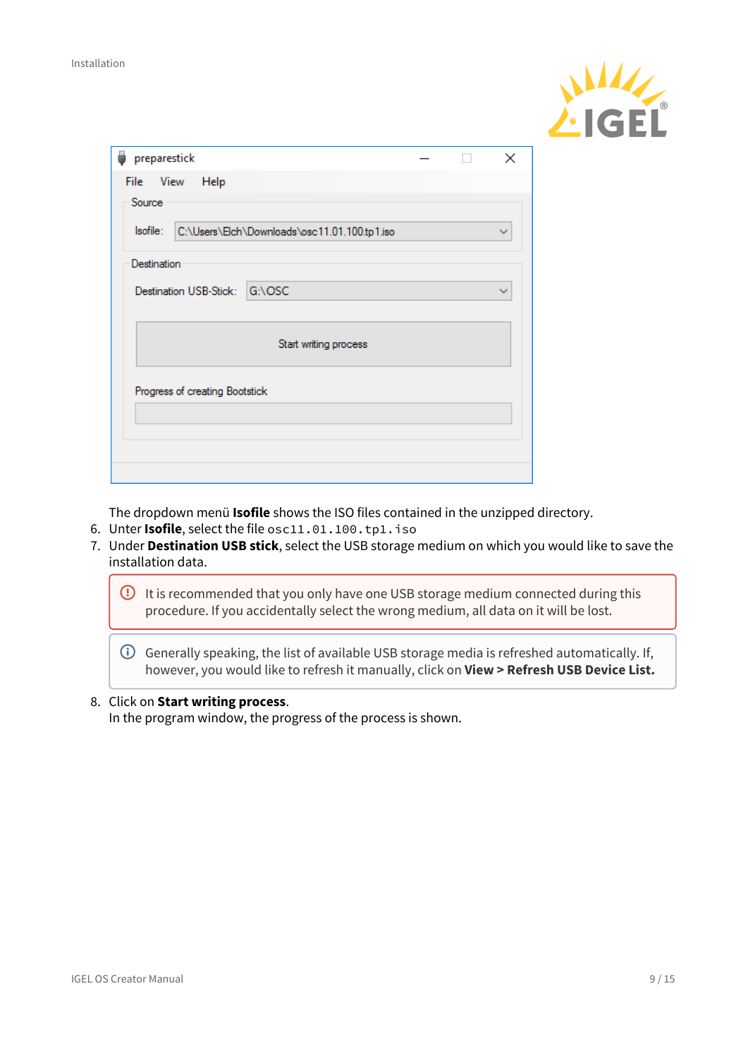The dropdown menü **Isofile** shows the ISO files contained in the unzipped directory.

6. Unter **Isofile**, select the file `osc11.01.100.tp1.iso`
7. Under **Destination USB stick**, select the USB storage medium on which you would like to save the installation data.

> It is recommended that you only have one USB storage medium connected during this procedure. If you accidentally select the wrong medium, all data on it will be lost.

> Generally speaking, the list of available USB storage media is refreshed automatically. If, however, you would like to refresh it manually, click on **View > Refresh USB Device List.**

8. Click on **Start writing process**.
   In the program window, the progress of the process is shown.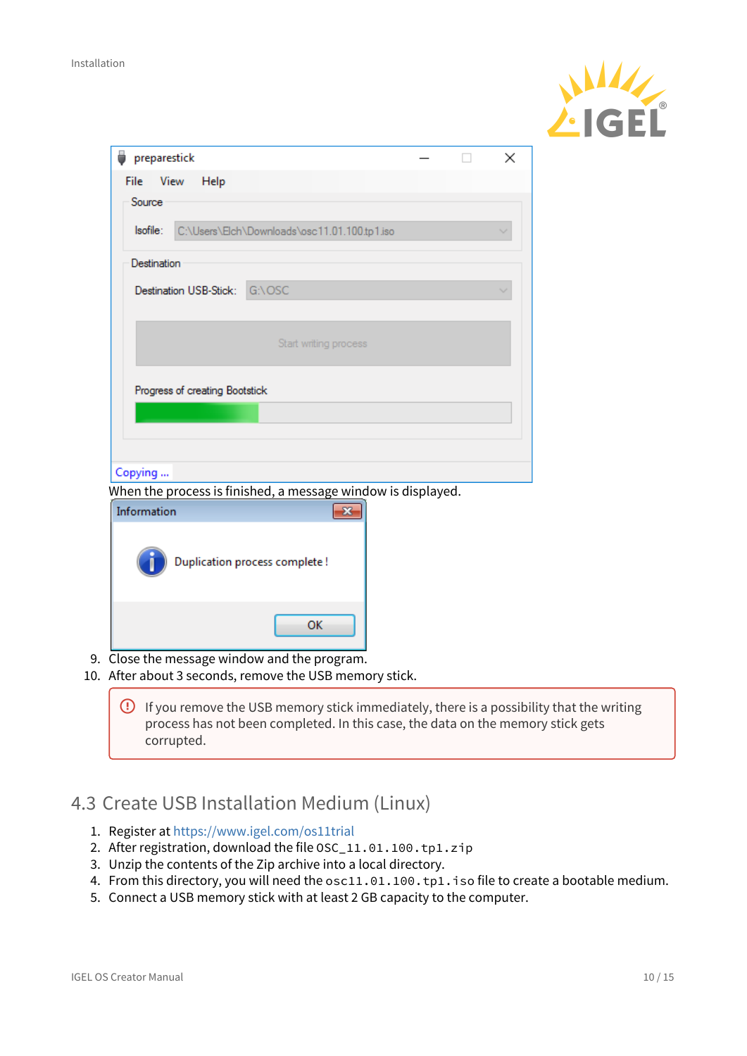When the process is finished, a message window is displayed.

9. Close the message window and the program.
10. After about 3 seconds, remove the USB memory stick.

> If you remove the USB memory stick immediately, there is a possibility that the writing process has not been completed. In this case, the data on the memory stick gets corrupted.

## 4.3 Create USB Installation Medium (Linux)

1. Register at https://www.igel.com/os11trial
2. After registration, download the file `OSC_11.01.100.tp1.zip`
3. Unzip the contents of the Zip archive into a local directory.
4. From this directory, you will need the `osc11.01.100.tp1.iso` file to create a bootable medium.
5. Connect a USB memory stick with at least 2 GB capacity to the computer.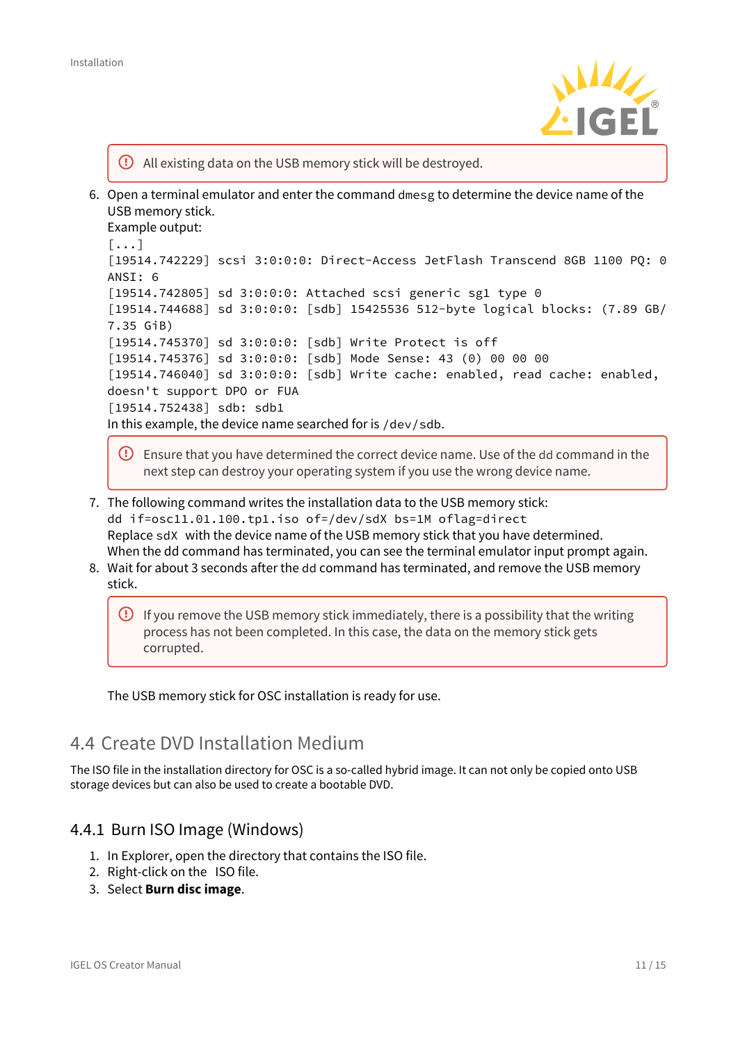> ⓘ All existing data on the USB memory stick will be destroyed.

6. Open a terminal emulator and enter the command `dmesg` to determine the device name of the USB memory stick.
   Example output:
   ```
   [...]
   [19514.742229] scsi 3:0:0:0: Direct-Access JetFlash Transcend 8GB 1100 PQ: 0
   ANSI: 6
   [19514.742805] sd 3:0:0:0: Attached scsi generic sg1 type 0
   [19514.744688] sd 3:0:0:0: [sdb] 15425536 512-byte logical blocks: (7.89 GB/
   7.35 GiB)
   [19514.745370] sd 3:0:0:0: [sdb] Write Protect is off
   [19514.745376] sd 3:0:0:0: [sdb] Mode Sense: 43 (0) 00 00 00
   [19514.746040] sd 3:0:0:0: [sdb] Write cache: enabled, read cache: enabled,
   doesn't support DPO or FUA
   [19514.752438] sdb: sdb1
   ```
   In this example, the device name searched for is `/dev/sdb`.

> ⓘ Ensure that you have determined the correct device name. Use of the dd command in the next step can destroy your operating system if you use the wrong device name.

7. The following command writes the installation data to the USB memory stick:
   ```
   dd if=osc11.01.100.tp1.iso of=/dev/sdX bs=1M oflag=direct
   ```
   Replace `sdX` with the device name of the USB memory stick that you have determined.
   When the dd command has terminated, you can see the terminal emulator input prompt again.
8. Wait for about 3 seconds after the `dd` command has terminated, and remove the USB memory stick.

> ⓘ If you remove the USB memory stick immediately, there is a possibility that the writing process has not been completed. In this case, the data on the memory stick gets corrupted.

The USB memory stick for OSC installation is ready for use.

## 4.4 Create DVD Installation Medium

The ISO file in the installation directory for OSC is a so-called hybrid image. It can not only be copied onto USB storage devices but can also be used to create a bootable DVD.

### 4.4.1 Burn ISO Image (Windows)

1. In Explorer, open the directory that contains the ISO file.
2. Right-click on the ISO file.
3. Select **Burn disc image**.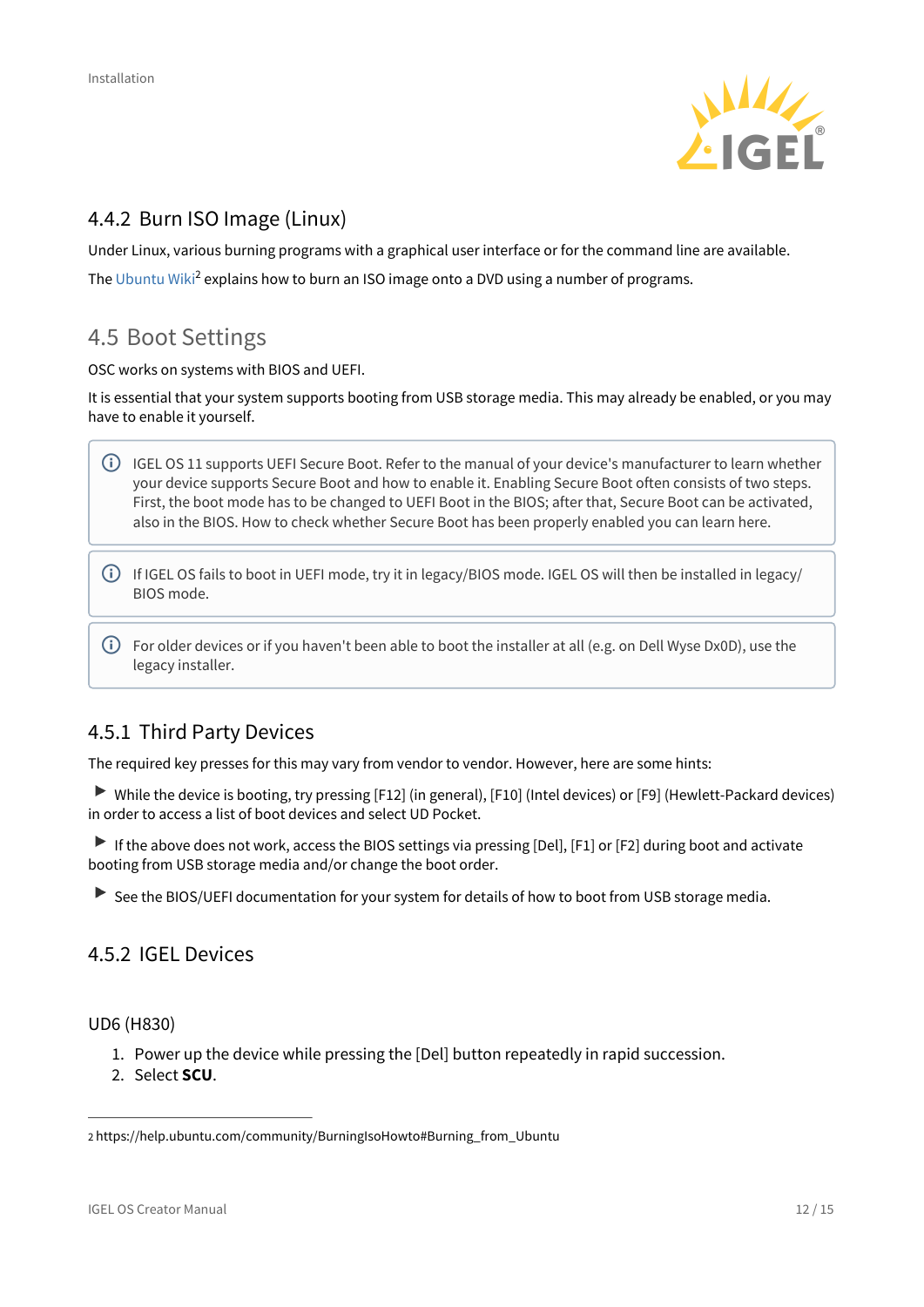### 4.4.2 Burn ISO Image (Linux)

Under Linux, various burning programs with a graphical user interface or for the command line are available.

The Ubuntu Wiki[2] explains how to burn an ISO image onto a DVD using a number of programs.

## 4.5 Boot Settings

OSC works on systems with BIOS and UEFI.

It is essential that your system supports booting from USB storage media. This may already be enabled, or you may have to enable it yourself.

> ⓘ IGEL OS 11 supports UEFI Secure Boot. Refer to the manual of your device's manufacturer to learn whether your device supports Secure Boot and how to enable it. Enabling Secure Boot often consists of two steps. First, the boot mode has to be changed to UEFI Boot in the BIOS; after that, Secure Boot can be activated, also in the BIOS. How to check whether Secure Boot has been properly enabled you can learn here.

> ⓘ If IGEL OS fails to boot in UEFI mode, try it in legacy/BIOS mode. IGEL OS will then be installed in legacy/BIOS mode.

> ⓘ For older devices or if you haven't been able to boot the installer at all (e.g. on Dell Wyse Dx0D), use the legacy installer.

### 4.5.1 Third Party Devices

The required key presses for this may vary from vendor to vendor. However, here are some hints:

▶ While the device is booting, try pressing [F12] (in general), [F10] (Intel devices) or [F9] (Hewlett-Packard devices) in order to access a list of boot devices and select UD Pocket.

▶ If the above does not work, access the BIOS settings via pressing [Del], [F1] or [F2] during boot and activate booting from USB storage media and/or change the boot order.

▶ See the BIOS/UEFI documentation for your system for details of how to boot from USB storage media.

### 4.5.2 IGEL Devices

#### UD6 (H830)

1. Power up the device while pressing the [Del] button repeatedly in rapid succession.
2. Select **SCU**.

---

2 https://help.ubuntu.com/community/BurningIsoHowto#Burning_from_Ubuntu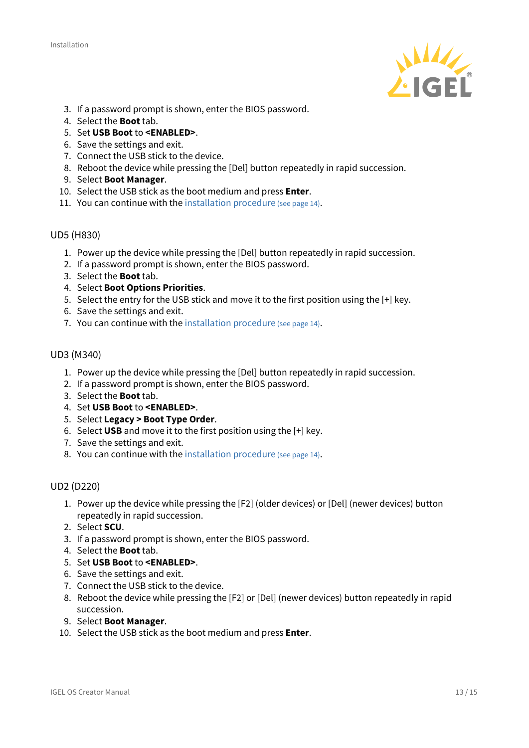3. If a password prompt is shown, enter the BIOS password.
4. Select the **Boot** tab.
5. Set **USB Boot** to **<ENABLED>**.
6. Save the settings and exit.
7. Connect the USB stick to the device.
8. Reboot the device while pressing the [Del] button repeatedly in rapid succession.
9. Select **Boot Manager**.
10. Select the USB stick as the boot medium and press **Enter**.
11. You can continue with the installation procedure (see page 14).

### UD5 (H830)

1. Power up the device while pressing the [Del] button repeatedly in rapid succession.
2. If a password prompt is shown, enter the BIOS password.
3. Select the **Boot** tab.
4. Select **Boot Options Priorities**.
5. Select the entry for the USB stick and move it to the first position using the [+] key.
6. Save the settings and exit.
7. You can continue with the installation procedure (see page 14).

### UD3 (M340)

1. Power up the device while pressing the [Del] button repeatedly in rapid succession.
2. If a password prompt is shown, enter the BIOS password.
3. Select the **Boot** tab.
4. Set **USB Boot** to **<ENABLED>**.
5. Select **Legacy > Boot Type Order**.
6. Select **USB** and move it to the first position using the [+] key.
7. Save the settings and exit.
8. You can continue with the installation procedure (see page 14).

### UD2 (D220)

1. Power up the device while pressing the [F2] (older devices) or [Del] (newer devices) button repeatedly in rapid succession.
2. Select **SCU**.
3. If a password prompt is shown, enter the BIOS password.
4. Select the **Boot** tab.
5. Set **USB Boot** to **<ENABLED>**.
6. Save the settings and exit.
7. Connect the USB stick to the device.
8. Reboot the device while pressing the [F2] or [Del] (newer devices) button repeatedly in rapid succession.
9. Select **Boot Manager**.
10. Select the USB stick as the boot medium and press **Enter**.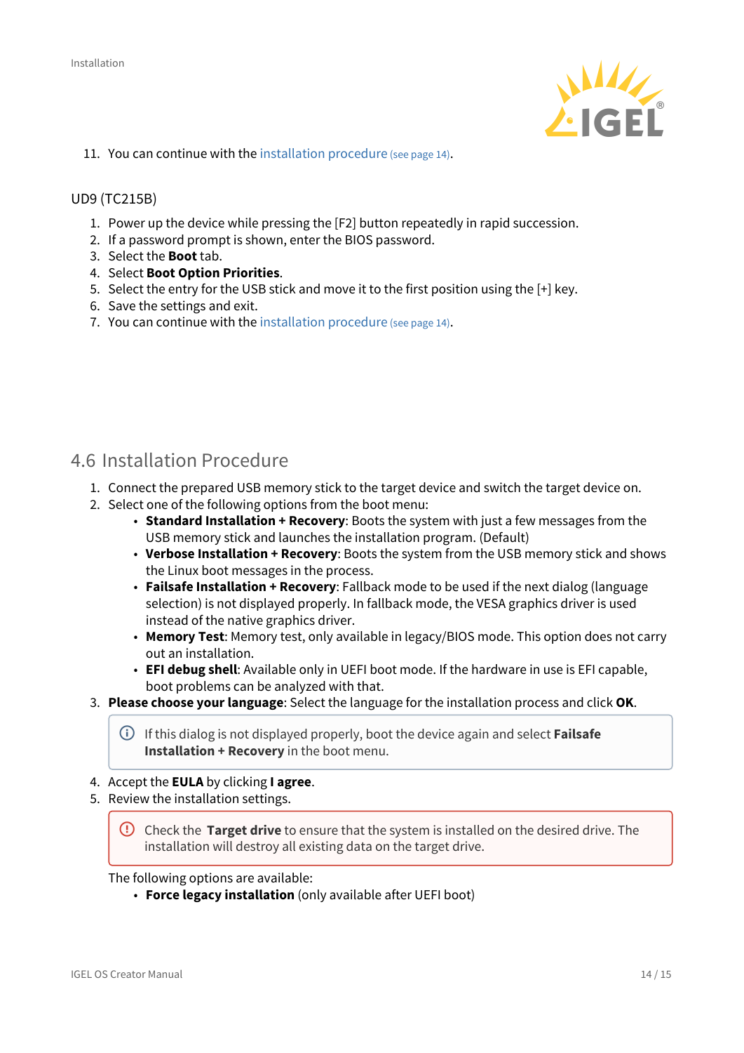11. You can continue with the installation procedure (see page 14).

UD9 (TC215B)

1. Power up the device while pressing the [F2] button repeatedly in rapid succession.
2. If a password prompt is shown, enter the BIOS password.
3. Select the **Boot** tab.
4. Select **Boot Option Priorities**.
5. Select the entry for the USB stick and move it to the first position using the [+] key.
6. Save the settings and exit.
7. You can continue with the installation procedure (see page 14).

## 4.6 Installation Procedure

1. Connect the prepared USB memory stick to the target device and switch the target device on.
2. Select one of the following options from the boot menu:
   - **Standard Installation + Recovery**: Boots the system with just a few messages from the USB memory stick and launches the installation program. (Default)
   - **Verbose Installation + Recovery**: Boots the system from the USB memory stick and shows the Linux boot messages in the process.
   - **Failsafe Installation + Recovery**: Fallback mode to be used if the next dialog (language selection) is not displayed properly. In fallback mode, the VESA graphics driver is used instead of the native graphics driver.
   - **Memory Test**: Memory test, only available in legacy/BIOS mode. This option does not carry out an installation.
   - **EFI debug shell**: Available only in UEFI boot mode. If the hardware in use is EFI capable, boot problems can be analyzed with that.
3. **Please choose your language**: Select the language for the installation process and click **OK**.

   > If this dialog is not displayed properly, boot the device again and select **Failsafe Installation + Recovery** in the boot menu.

4. Accept the **EULA** by clicking **I agree**.
5. Review the installation settings.

   > Check the **Target drive** to ensure that the system is installed on the desired drive. The installation will destroy all existing data on the target drive.

   The following options are available:
   - **Force legacy installation** (only available after UEFI boot)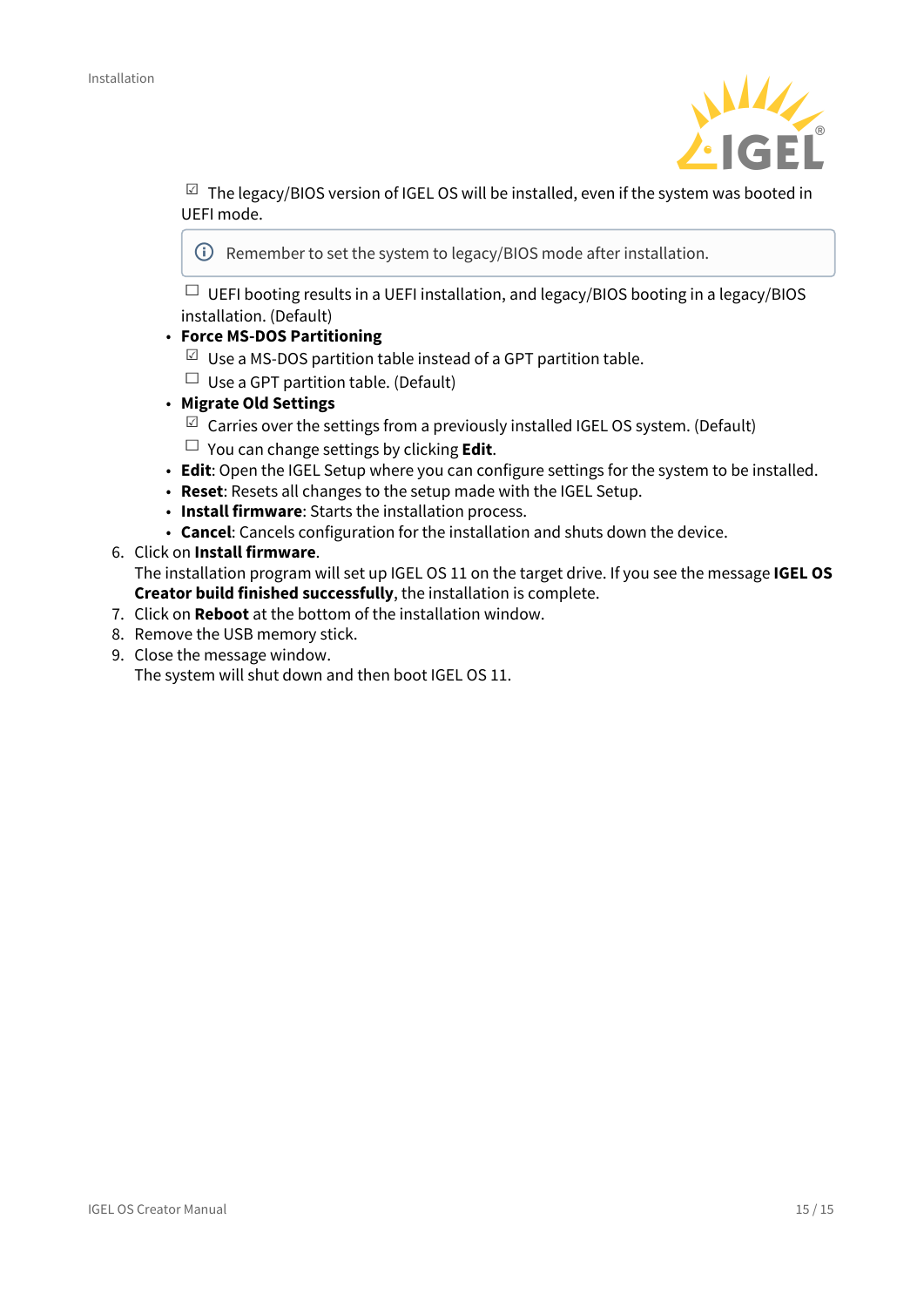☑ The legacy/BIOS version of IGEL OS will be installed, even if the system was booted in UEFI mode.

> ⓘ Remember to set the system to legacy/BIOS mode after installation.

☐ UEFI booting results in a UEFI installation, and legacy/BIOS booting in a legacy/BIOS installation. (Default)

- **Force MS-DOS Partitioning**
  ☑ Use a MS-DOS partition table instead of a GPT partition table.
  ☐ Use a GPT partition table. (Default)
- **Migrate Old Settings**
  ☑ Carries over the settings from a previously installed IGEL OS system. (Default)
  ☐ You can change settings by clicking **Edit**.
- **Edit**: Open the IGEL Setup where you can configure settings for the system to be installed.
- **Reset**: Resets all changes to the setup made with the IGEL Setup.
- **Install firmware**: Starts the installation process.
- **Cancel**: Cancels configuration for the installation and shuts down the device.

6. Click on **Install firmware**.
   The installation program will set up IGEL OS 11 on the target drive. If you see the message **IGEL OS Creator build finished successfully**, the installation is complete.
7. Click on **Reboot** at the bottom of the installation window.
8. Remove the USB memory stick.
9. Close the message window.
   The system will shut down and then boot IGEL OS 11.